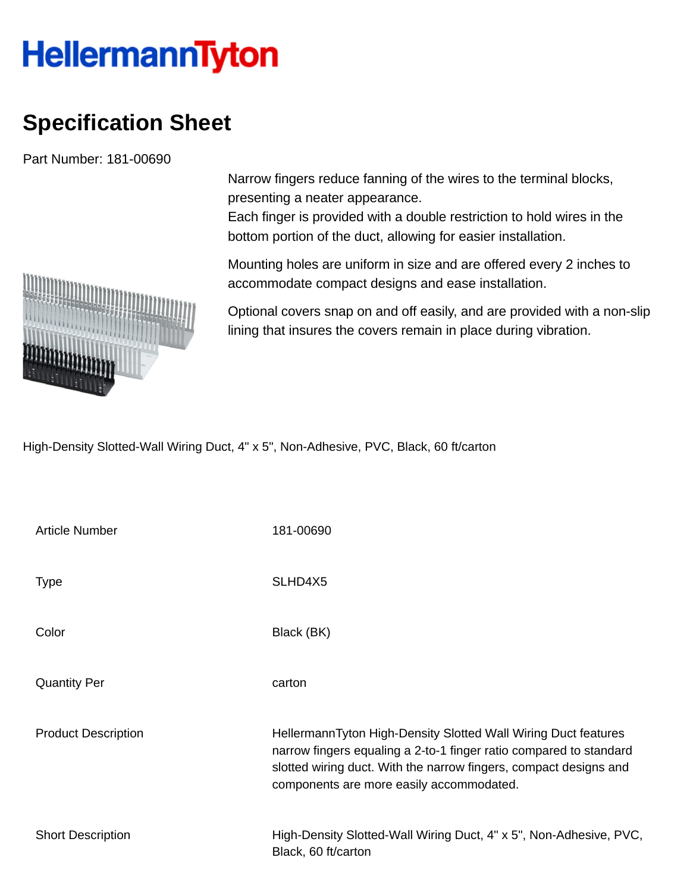# HellermannTyton

## Specification Sheet

Part Number: 181-00690

Narrow fingers reduce fanning of the wires to the terminal blocks, presenting a neater appearance.
Each finger is provided with a double restriction to hold wires in the bottom portion of the duct, allowing for easier installation.

Mounting holes are uniform in size and are offered every 2 inches to accommodate compact designs and ease installation.

Optional covers snap on and off easily, and are provided with a non-slip lining that insures the covers remain in place during vibration.

High-Density Slotted-Wall Wiring Duct, 4" x 5", Non-Adhesive, PVC, Black, 60 ft/carton

| | |
|---|---|
| Article Number | 181-00690 |
| Type | SLHD4X5 |
| Color | Black (BK) |
| Quantity Per | carton |
| Product Description | HellermannTyton High-Density Slotted Wall Wiring Duct features narrow fingers equaling a 2-to-1 finger ratio compared to standard slotted wiring duct. With the narrow fingers, compact designs and components are more easily accommodated. |
| Short Description | High-Density Slotted-Wall Wiring Duct, 4" x 5", Non-Adhesive, PVC, Black, 60 ft/carton |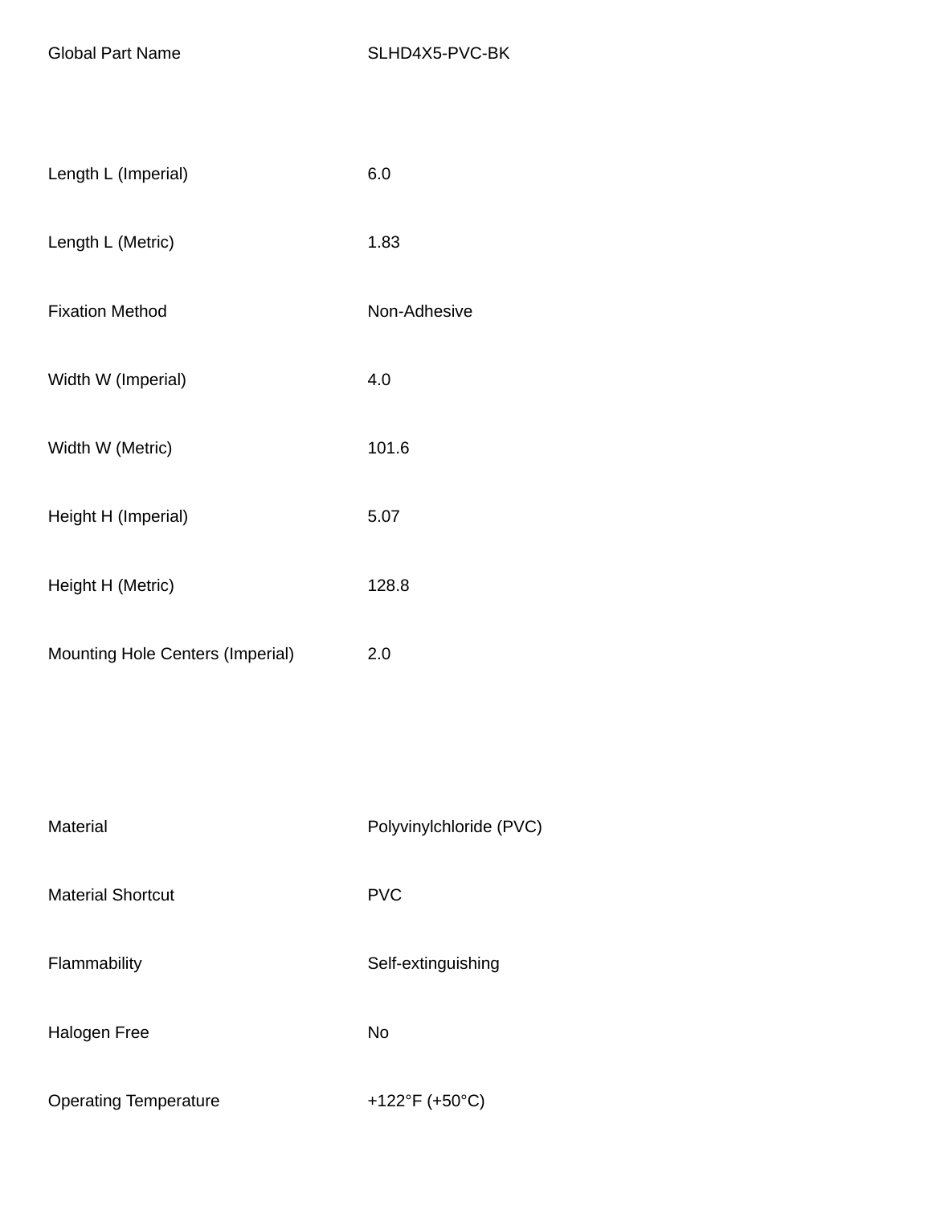| | |
|---|---|
| Global Part Name | SLHD4X5-PVC-BK |
| Length L (Imperial) | 6.0 |
| Length L (Metric) | 1.83 |
| Fixation Method | Non-Adhesive |
| Width W (Imperial) | 4.0 |
| Width W (Metric) | 101.6 |
| Height H (Imperial) | 5.07 |
| Height H (Metric) | 128.8 |
| Mounting Hole Centers (Imperial) | 2.0 |

| | |
|---|---|
| Material | Polyvinylchloride (PVC) |
| Material Shortcut | PVC |
| Flammability | Self-extinguishing |
| Halogen Free | No |
| Operating Temperature | +122°F (+50°C) |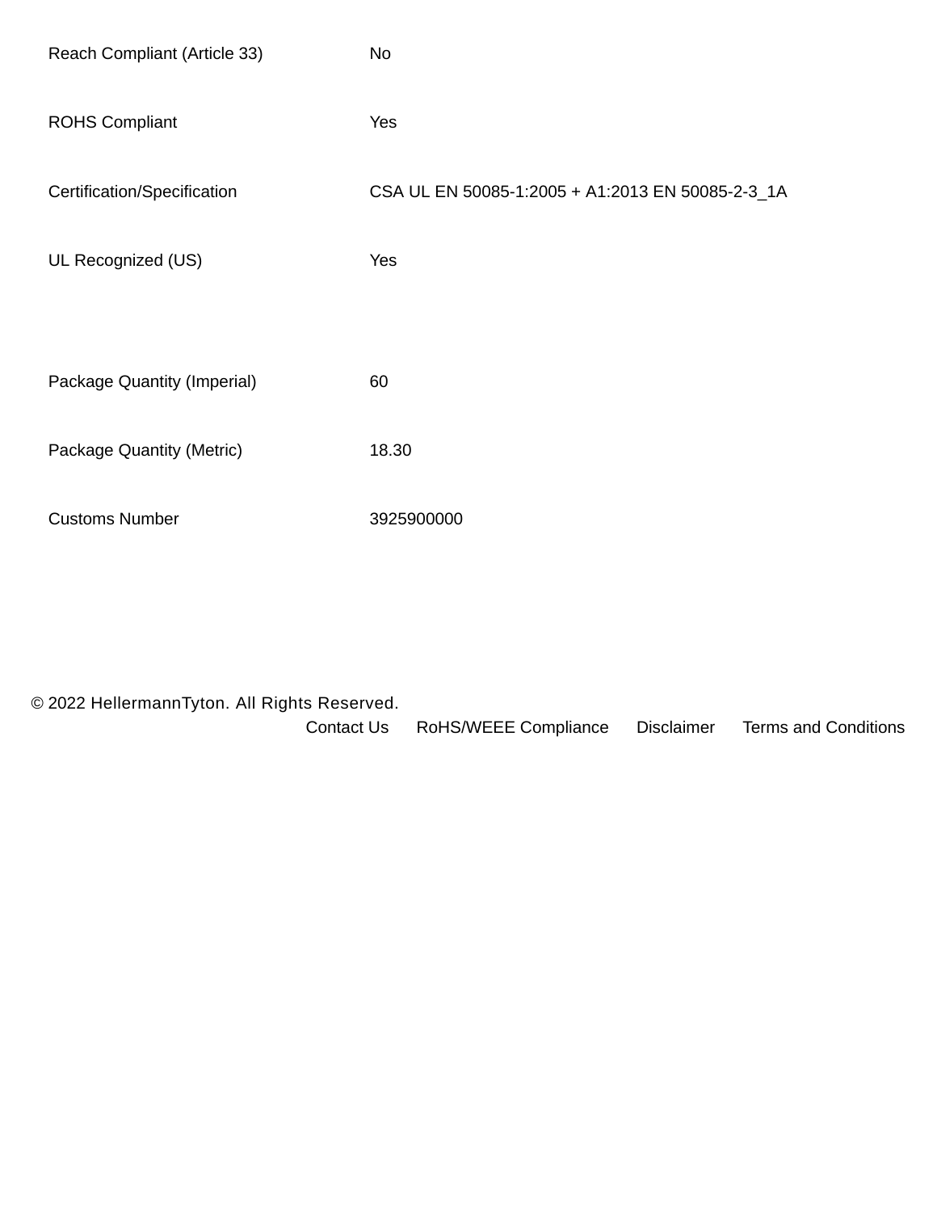| | |
|---|---|
| Reach Compliant (Article 33) | No |
| ROHS Compliant | Yes |
| Certification/Specification | CSA UL EN 50085-1:2005 + A1:2013 EN 50085-2-3_1A |
| UL Recognized (US) | Yes |

| | |
|---|---|
| Package Quantity (Imperial) | 60 |
| Package Quantity (Metric) | 18.30 |
| Customs Number | 3925900000 |

© 2022 HellermannTyton. All Rights Reserved.

Contact Us RoHS/WEEE Compliance Disclaimer Terms and Conditions